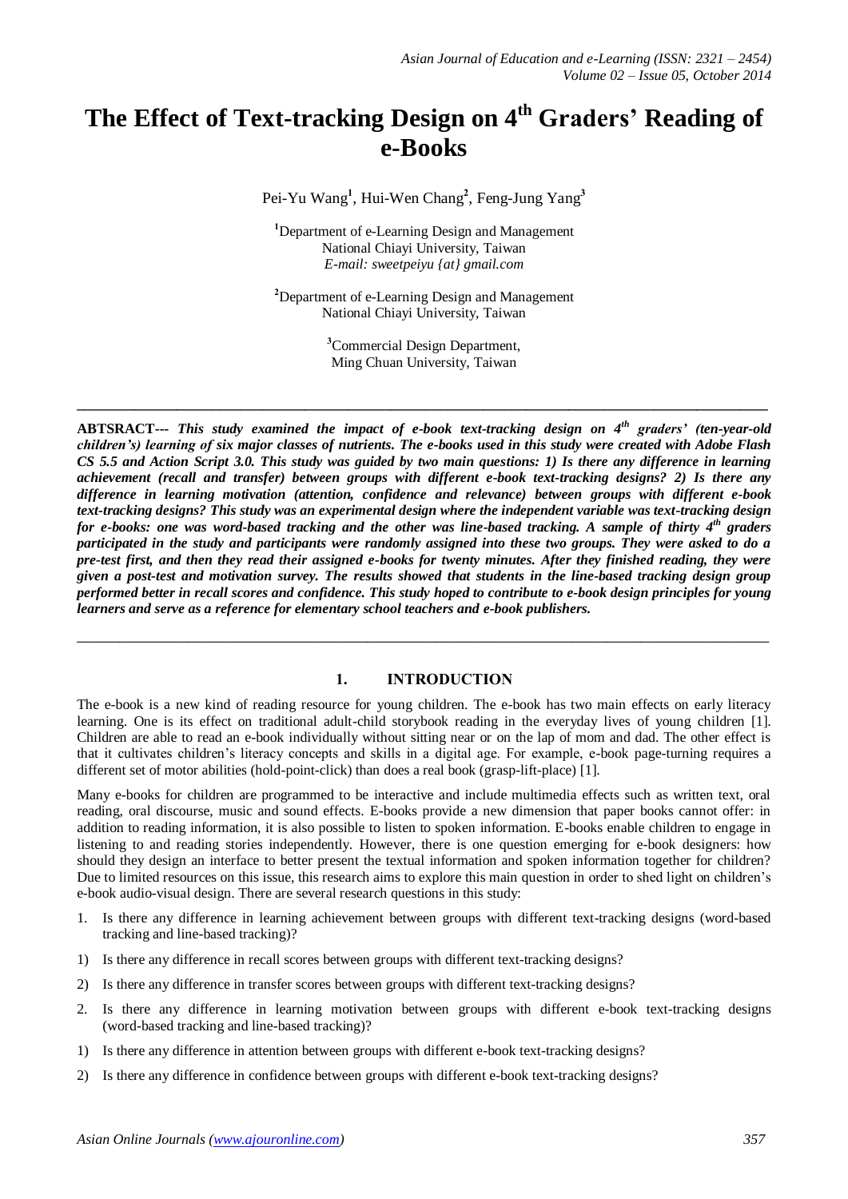# The Effect of Text-tracking Design on 4th Graders' Reading of e-Books

Pei-Yu Wang[1], Hui-Wen Chang[2], Feng-Jung Yang[3]

[1]Department of e-Learning Design and Management
National Chiayi University, Taiwan
*E-mail: sweetpeiyu {at} gmail.com*

[2]Department of e-Learning Design and Management
National Chiayi University, Taiwan

[3]Commercial Design Department,
Ming Chuan University, Taiwan

---

**ABTSRACT---** ***This study examined the impact of e-book text-tracking design on 4th graders' (ten-year-old children's) learning of six major classes of nutrients. The e-books used in this study were created with Adobe Flash CS 5.5 and Action Script 3.0. This study was guided by two main questions: 1) Is there any difference in learning achievement (recall and transfer) between groups with different e-book text-tracking designs? 2) Is there any difference in learning motivation (attention, confidence and relevance) between groups with different e-book text-tracking designs? This study was an experimental design where the independent variable was text-tracking design for e-books: one was word-based tracking and the other was line-based tracking. A sample of thirty 4th graders participated in the study and participants were randomly assigned into these two groups. They were asked to do a pre-test first, and then they read their assigned e-books for twenty minutes. After they finished reading, they were given a post-test and motivation survey. The results showed that students in the line-based tracking design group performed better in recall scores and confidence. This study hoped to contribute to e-book design principles for young learners and serve as a reference for elementary school teachers and e-book publishers.***

---

## 1. INTRODUCTION

The e-book is a new kind of reading resource for young children. The e-book has two main effects on early literacy learning. One is its effect on traditional adult-child storybook reading in the everyday lives of young children [1]. Children are able to read an e-book individually without sitting near or on the lap of mom and dad. The other effect is that it cultivates children's literacy concepts and skills in a digital age. For example, e-book page-turning requires a different set of motor abilities (hold-point-click) than does a real book (grasp-lift-place) [1].

Many e-books for children are programmed to be interactive and include multimedia effects such as written text, oral reading, oral discourse, music and sound effects. E-books provide a new dimension that paper books cannot offer: in addition to reading information, it is also possible to listen to spoken information. E-books enable children to engage in listening to and reading stories independently. However, there is one question emerging for e-book designers: how should they design an interface to better present the textual information and spoken information together for children? Due to limited resources on this issue, this research aims to explore this main question in order to shed light on children's e-book audio-visual design. There are several research questions in this study:

1. Is there any difference in learning achievement between groups with different text-tracking designs (word-based tracking and line-based tracking)?

1) Is there any difference in recall scores between groups with different text-tracking designs?

2) Is there any difference in transfer scores between groups with different text-tracking designs?

2. Is there any difference in learning motivation between groups with different e-book text-tracking designs (word-based tracking and line-based tracking)?

1) Is there any difference in attention between groups with different e-book text-tracking designs?

2) Is there any difference in confidence between groups with different e-book text-tracking designs?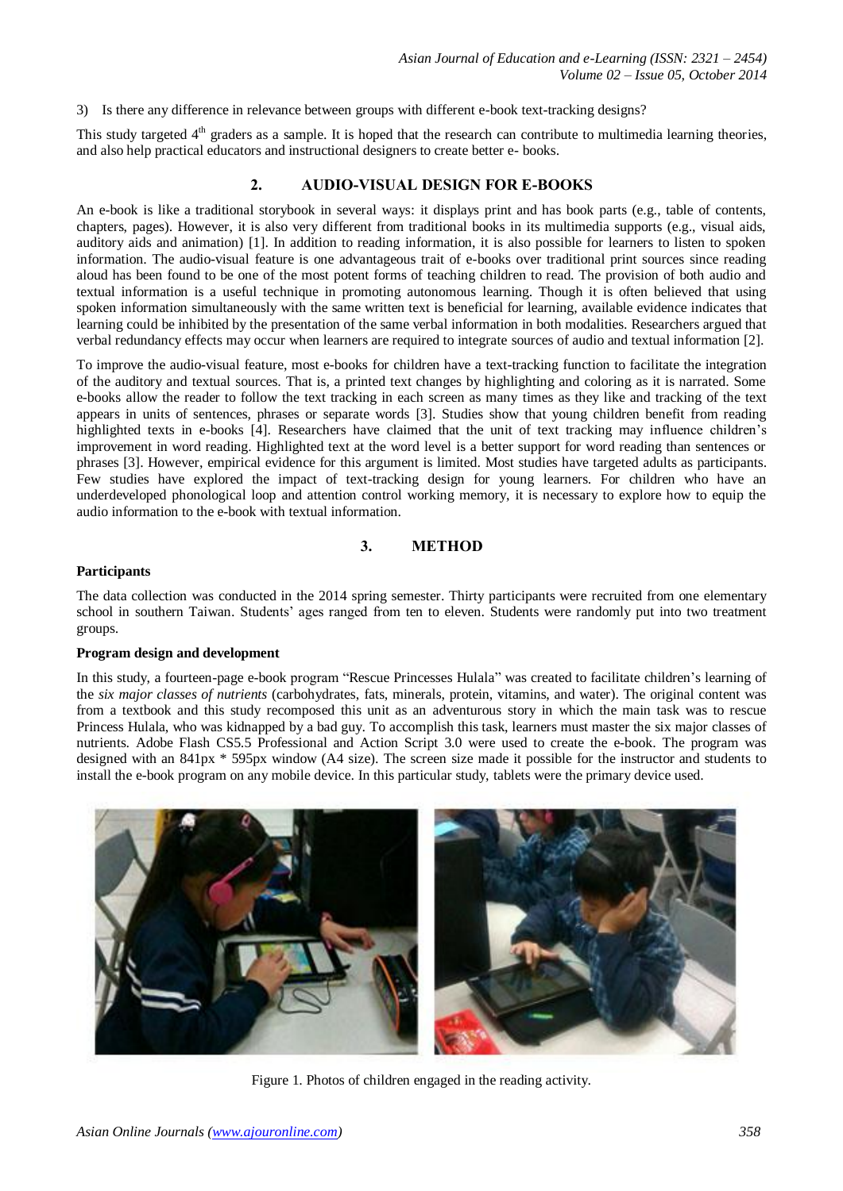3) Is there any difference in relevance between groups with different e-book text-tracking designs?

This study targeted 4th graders as a sample. It is hoped that the research can contribute to multimedia learning theories, and also help practical educators and instructional designers to create better e- books.

## 2. AUDIO-VISUAL DESIGN FOR E-BOOKS

An e-book is like a traditional storybook in several ways: it displays print and has book parts (e.g., table of contents, chapters, pages). However, it is also very different from traditional books in its multimedia supports (e.g., visual aids, auditory aids and animation) [1]. In addition to reading information, it is also possible for learners to listen to spoken information. The audio-visual feature is one advantageous trait of e-books over traditional print sources since reading aloud has been found to be one of the most potent forms of teaching children to read. The provision of both audio and textual information is a useful technique in promoting autonomous learning. Though it is often believed that using spoken information simultaneously with the same written text is beneficial for learning, available evidence indicates that learning could be inhibited by the presentation of the same verbal information in both modalities. Researchers argued that verbal redundancy effects may occur when learners are required to integrate sources of audio and textual information [2].

To improve the audio-visual feature, most e-books for children have a text-tracking function to facilitate the integration of the auditory and textual sources. That is, a printed text changes by highlighting and coloring as it is narrated. Some e-books allow the reader to follow the text tracking in each screen as many times as they like and tracking of the text appears in units of sentences, phrases or separate words [3]. Studies show that young children benefit from reading highlighted texts in e-books [4]. Researchers have claimed that the unit of text tracking may influence children's improvement in word reading. Highlighted text at the word level is a better support for word reading than sentences or phrases [3]. However, empirical evidence for this argument is limited. Most studies have targeted adults as participants. Few studies have explored the impact of text-tracking design for young learners. For children who have an underdeveloped phonological loop and attention control working memory, it is necessary to explore how to equip the audio information to the e-book with textual information.

## 3. METHOD

**Participants**

The data collection was conducted in the 2014 spring semester. Thirty participants were recruited from one elementary school in southern Taiwan. Students' ages ranged from ten to eleven. Students were randomly put into two treatment groups.

**Program design and development**

In this study, a fourteen-page e-book program "Rescue Princesses Hulala" was created to facilitate children's learning of the *six major classes of nutrients* (carbohydrates, fats, minerals, protein, vitamins, and water). The original content was from a textbook and this study recomposed this unit as an adventurous story in which the main task was to rescue Princess Hulala, who was kidnapped by a bad guy. To accomplish this task, learners must master the six major classes of nutrients. Adobe Flash CS5.5 Professional and Action Script 3.0 were used to create the e-book. The program was designed with an 841px * 595px window (A4 size). The screen size made it possible for the instructor and students to install the e-book program on any mobile device. In this particular study, tablets were the primary device used.

Figure 1. Photos of children engaged in the reading activity.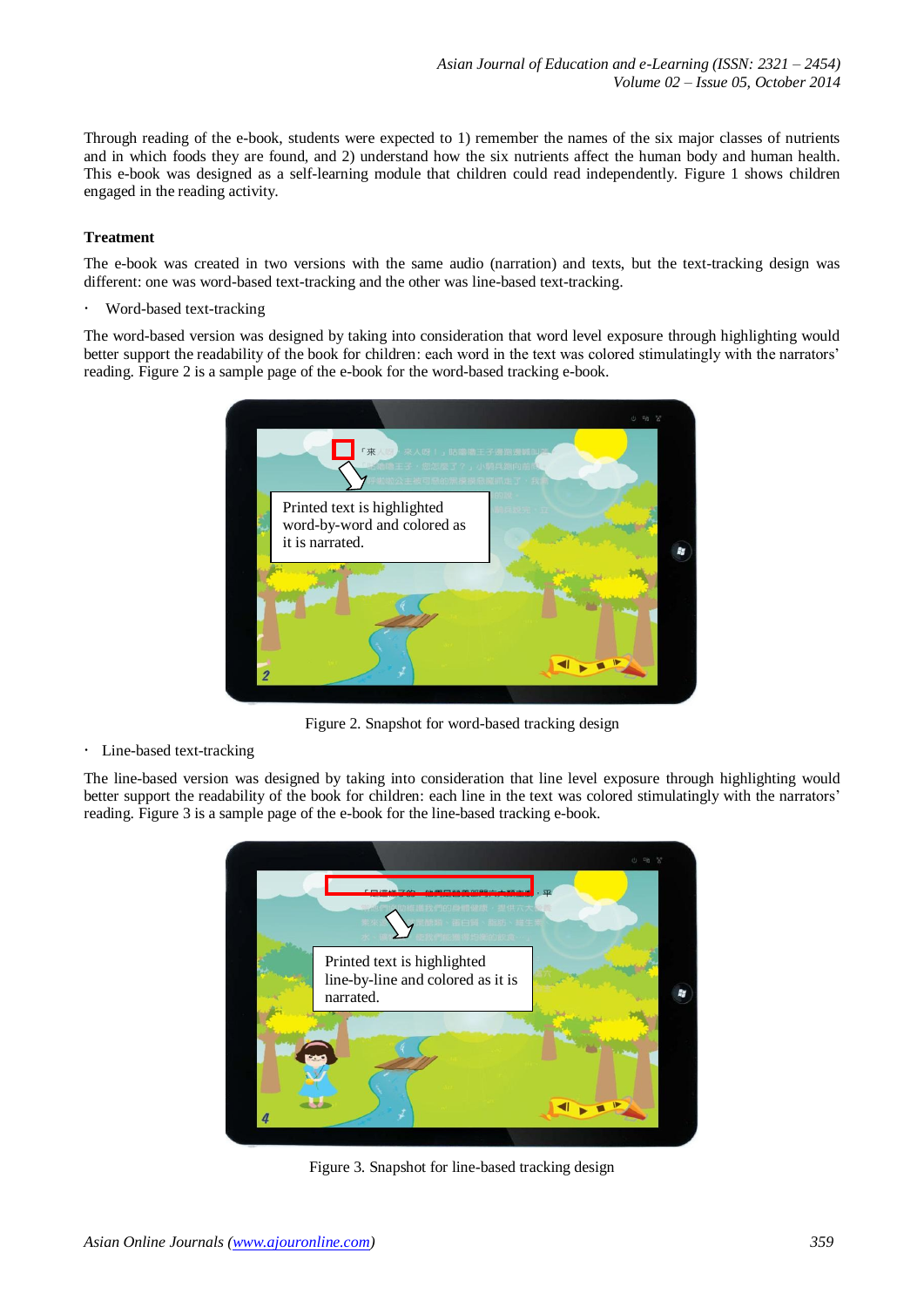Through reading of the e-book, students were expected to 1) remember the names of the six major classes of nutrients and in which foods they are found, and 2) understand how the six nutrients affect the human body and human health. This e-book was designed as a self-learning module that children could read independently. Figure 1 shows children engaged in the reading activity.

**Treatment**

The e-book was created in two versions with the same audio (narration) and texts, but the text-tracking design was different: one was word-based text-tracking and the other was line-based text-tracking.

- Word-based text-tracking

The word-based version was designed by taking into consideration that word level exposure through highlighting would better support the readability of the book for children: each word in the text was colored stimulatingly with the narrators' reading. Figure 2 is a sample page of the e-book for the word-based tracking e-book.

Figure 2. Snapshot for word-based tracking design

- Line-based text-tracking

The line-based version was designed by taking into consideration that line level exposure through highlighting would better support the readability of the book for children: each line in the text was colored stimulatingly with the narrators' reading. Figure 3 is a sample page of the e-book for the line-based tracking e-book.

Figure 3. Snapshot for line-based tracking design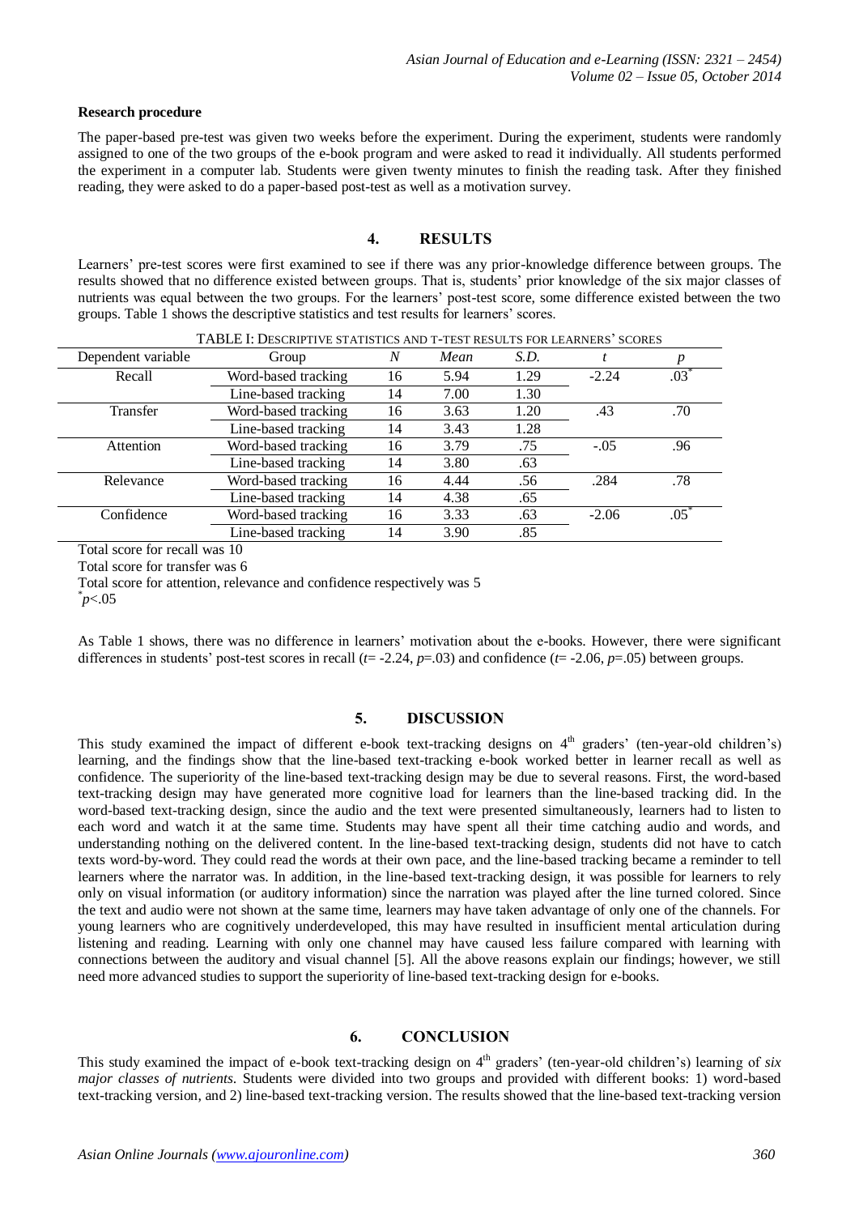### Research procedure

The paper-based pre-test was given two weeks before the experiment. During the experiment, students were randomly assigned to one of the two groups of the e-book program and were asked to read it individually. All students performed the experiment in a computer lab. Students were given twenty minutes to finish the reading task. After they finished reading, they were asked to do a paper-based post-test as well as a motivation survey.

## 4. RESULTS

Learners' pre-test scores were first examined to see if there was any prior-knowledge difference between groups. The results showed that no difference existed between groups. That is, students' prior knowledge of the six major classes of nutrients was equal between the two groups. For the learners' post-test score, some difference existed between the two groups. Table 1 shows the descriptive statistics and test results for learners' scores.

TABLE I: DESCRIPTIVE STATISTICS AND T-TEST RESULTS FOR LEARNERS' SCORES

| Dependent variable | Group | *N* | *Mean* | *S.D.* | *t* | *p* |
|---|---|---|---|---|---|---|
| Recall | Word-based tracking | 16 | 5.94 | 1.29 | -2.24 | .03* |
| | Line-based tracking | 14 | 7.00 | 1.30 | | |
| Transfer | Word-based tracking | 16 | 3.63 | 1.20 | .43 | .70 |
| | Line-based tracking | 14 | 3.43 | 1.28 | | |
| Attention | Word-based tracking | 16 | 3.79 | .75 | -.05 | .96 |
| | Line-based tracking | 14 | 3.80 | .63 | | |
| Relevance | Word-based tracking | 16 | 4.44 | .56 | .284 | .78 |
| | Line-based tracking | 14 | 4.38 | .65 | | |
| Confidence | Word-based tracking | 16 | 3.33 | .63 | -2.06 | .05* |
| | Line-based tracking | 14 | 3.90 | .85 | | |

Total score for recall was 10

Total score for transfer was 6

Total score for attention, relevance and confidence respectively was 5

*$p<.05$

As Table 1 shows, there was no difference in learners' motivation about the e-books. However, there were significant differences in students' post-test scores in recall ($t$= -2.24, $p$=.03) and confidence ($t$= -2.06, $p$=.05) between groups.

## 5. DISCUSSION

This study examined the impact of different e-book text-tracking designs on 4th graders' (ten-year-old children's) learning, and the findings show that the line-based text-tracking e-book worked better in learner recall as well as confidence. The superiority of the line-based text-tracking design may be due to several reasons. First, the word-based text-tracking design may have generated more cognitive load for learners than the line-based tracking did. In the word-based text-tracking design, since the audio and the text were presented simultaneously, learners had to listen to each word and watch it at the same time. Students may have spent all their time catching audio and words, and understanding nothing on the delivered content. In the line-based text-tracking design, students did not have to catch texts word-by-word. They could read the words at their own pace, and the line-based tracking became a reminder to tell learners where the narrator was. In addition, in the line-based text-tracking design, it was possible for learners to rely only on visual information (or auditory information) since the narration was played after the line turned colored. Since the text and audio were not shown at the same time, learners may have taken advantage of only one of the channels. For young learners who are cognitively underdeveloped, this may have resulted in insufficient mental articulation during listening and reading. Learning with only one channel may have caused less failure compared with learning with connections between the auditory and visual channel [5]. All the above reasons explain our findings; however, we still need more advanced studies to support the superiority of line-based text-tracking design for e-books.

## 6. CONCLUSION

This study examined the impact of e-book text-tracking design on 4th graders' (ten-year-old children's) learning of *six major classes of nutrients*. Students were divided into two groups and provided with different books: 1) word-based text-tracking version, and 2) line-based text-tracking version. The results showed that the line-based text-tracking version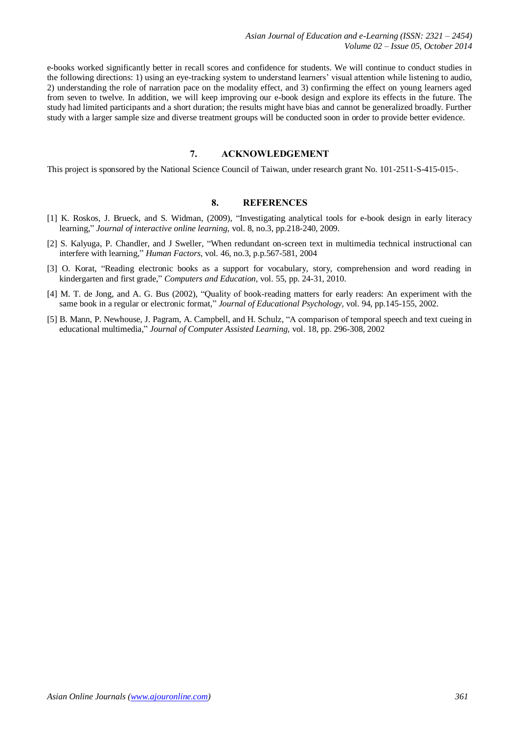e-books worked significantly better in recall scores and confidence for students. We will continue to conduct studies in the following directions: 1) using an eye-tracking system to understand learners' visual attention while listening to audio, 2) understanding the role of narration pace on the modality effect, and 3) confirming the effect on young learners aged from seven to twelve. In addition, we will keep improving our e-book design and explore its effects in the future. The study had limited participants and a short duration; the results might have bias and cannot be generalized broadly. Further study with a larger sample size and diverse treatment groups will be conducted soon in order to provide better evidence.

## 7. ACKNOWLEDGEMENT

This project is sponsored by the National Science Council of Taiwan, under research grant No. 101-2511-S-415-015-.

## 8. REFERENCES

[1] K. Roskos, J. Brueck, and S. Widman, (2009), "Investigating analytical tools for e-book design in early literacy learning," *Journal of interactive online learning*, vol. 8, no.3, pp.218-240, 2009.

[2] S. Kalyuga, P. Chandler, and J Sweller, "When redundant on-screen text in multimedia technical instructional can interfere with learning," *Human Factors*, vol. 46, no.3, p.p.567-581, 2004

[3] O. Korat, "Reading electronic books as a support for vocabulary, story, comprehension and word reading in kindergarten and first grade," *Computers and Education*, vol. 55, pp. 24-31, 2010.

[4] M. T. de Jong, and A. G. Bus (2002), "Quality of book-reading matters for early readers: An experiment with the same book in a regular or electronic format," *Journal of Educational Psychology*, vol. 94, pp.145-155, 2002.

[5] B. Mann, P. Newhouse, J. Pagram, A. Campbell, and H. Schulz, "A comparison of temporal speech and text cueing in educational multimedia," *Journal of Computer Assisted Learning*, vol. 18, pp. 296-308, 2002